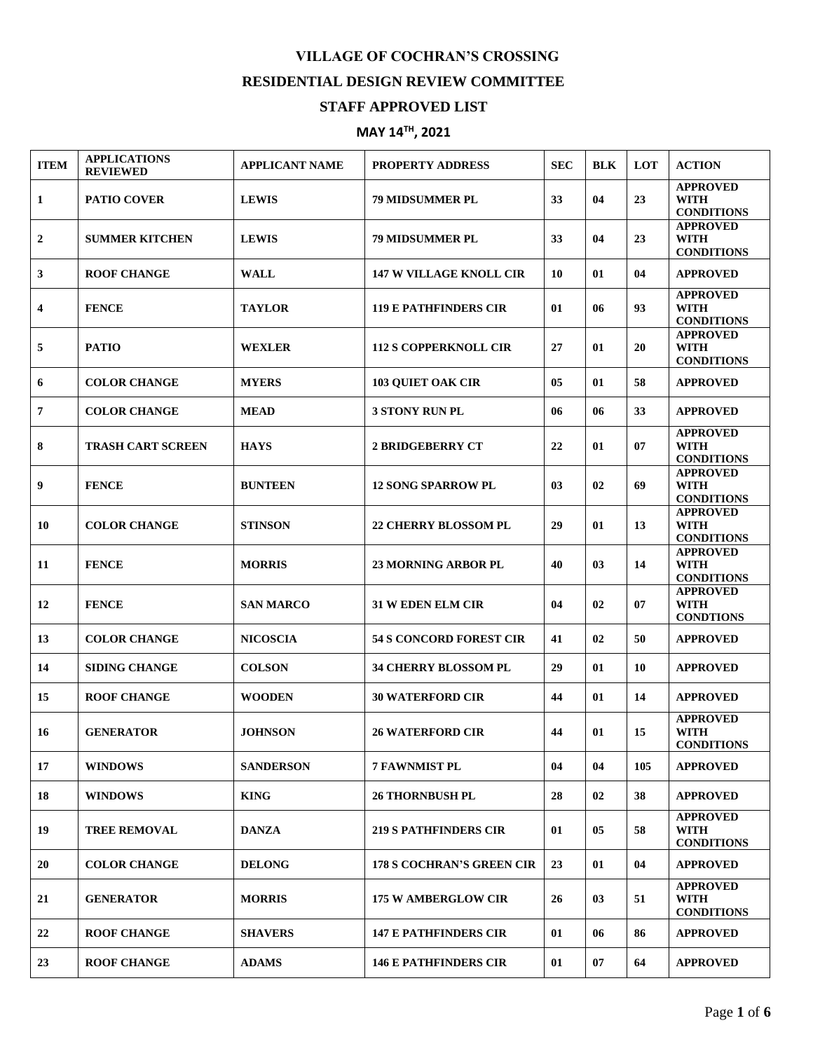# VILLAGE OF COCHRAN'S CROSSING

## RESIDENTIAL DESIGN REVIEW COMMITTEE

## STAFF APPROVED LIST

## MAY 14TH, 2021

| ITEM | APPLICATIONS REVIEWED | APPLICANT NAME | PROPERTY ADDRESS | SEC | BLK | LOT | ACTION |
|---|---|---|---|---|---|---|---|
| 1 | PATIO COVER | LEWIS | 79 MIDSUMMER PL | 33 | 04 | 23 | APPROVED WITH CONDITIONS |
| 2 | SUMMER KITCHEN | LEWIS | 79 MIDSUMMER PL | 33 | 04 | 23 | APPROVED WITH CONDITIONS |
| 3 | ROOF CHANGE | WALL | 147 W VILLAGE KNOLL CIR | 10 | 01 | 04 | APPROVED |
| 4 | FENCE | TAYLOR | 119 E PATHFINDERS CIR | 01 | 06 | 93 | APPROVED WITH CONDITIONS |
| 5 | PATIO | WEXLER | 112 S COPPERKNOLL CIR | 27 | 01 | 20 | APPROVED WITH CONDITIONS |
| 6 | COLOR CHANGE | MYERS | 103 QUIET OAK CIR | 05 | 01 | 58 | APPROVED |
| 7 | COLOR CHANGE | MEAD | 3 STONY RUN PL | 06 | 06 | 33 | APPROVED |
| 8 | TRASH CART SCREEN | HAYS | 2 BRIDGEBERRY CT | 22 | 01 | 07 | APPROVED WITH CONDITIONS |
| 9 | FENCE | BUNTEEN | 12 SONG SPARROW PL | 03 | 02 | 69 | APPROVED WITH CONDITIONS |
| 10 | COLOR CHANGE | STINSON | 22 CHERRY BLOSSOM PL | 29 | 01 | 13 | APPROVED WITH CONDITIONS |
| 11 | FENCE | MORRIS | 23 MORNING ARBOR PL | 40 | 03 | 14 | APPROVED WITH CONDITIONS |
| 12 | FENCE | SAN MARCO | 31 W EDEN ELM CIR | 04 | 02 | 07 | APPROVED WITH CONDTIONS |
| 13 | COLOR CHANGE | NICOSCIA | 54 S CONCORD FOREST CIR | 41 | 02 | 50 | APPROVED |
| 14 | SIDING CHANGE | COLSON | 34 CHERRY BLOSSOM PL | 29 | 01 | 10 | APPROVED |
| 15 | ROOF CHANGE | WOODEN | 30 WATERFORD CIR | 44 | 01 | 14 | APPROVED |
| 16 | GENERATOR | JOHNSON | 26 WATERFORD CIR | 44 | 01 | 15 | APPROVED WITH CONDITIONS |
| 17 | WINDOWS | SANDERSON | 7 FAWNMIST PL | 04 | 04 | 105 | APPROVED |
| 18 | WINDOWS | KING | 26 THORNBUSH PL | 28 | 02 | 38 | APPROVED |
| 19 | TREE REMOVAL | DANZA | 219 S PATHFINDERS CIR | 01 | 05 | 58 | APPROVED WITH CONDITIONS |
| 20 | COLOR CHANGE | DELONG | 178 S COCHRAN'S GREEN CIR | 23 | 01 | 04 | APPROVED |
| 21 | GENERATOR | MORRIS | 175 W AMBERGLOW CIR | 26 | 03 | 51 | APPROVED WITH CONDITIONS |
| 22 | ROOF CHANGE | SHAVERS | 147 E PATHFINDERS CIR | 01 | 06 | 86 | APPROVED |
| 23 | ROOF CHANGE | ADAMS | 146 E PATHFINDERS CIR | 01 | 07 | 64 | APPROVED |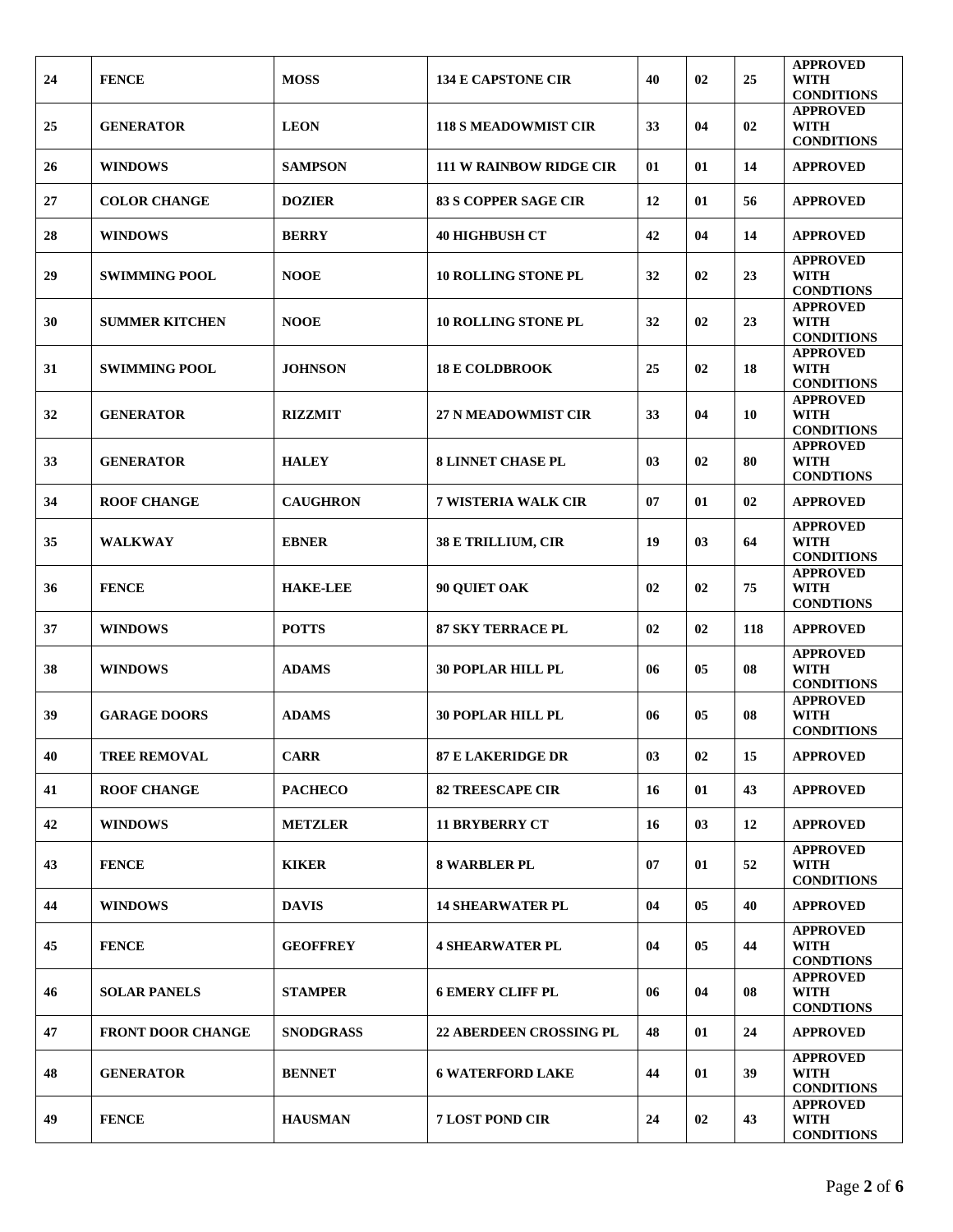| 24 | FENCE | MOSS | 134 E CAPSTONE CIR | 40 | 02 | 25 | APPROVED WITH CONDITIONS |
|---|---|---|---|---|---|---|---|
| 25 | GENERATOR | LEON | 118 S MEADOWMIST CIR | 33 | 04 | 02 | APPROVED WITH CONDITIONS |
| 26 | WINDOWS | SAMPSON | 111 W RAINBOW RIDGE CIR | 01 | 01 | 14 | APPROVED |
| 27 | COLOR CHANGE | DOZIER | 83 S COPPER SAGE CIR | 12 | 01 | 56 | APPROVED |
| 28 | WINDOWS | BERRY | 40 HIGHBUSH CT | 42 | 04 | 14 | APPROVED |
| 29 | SWIMMING POOL | NOOE | 10 ROLLING STONE PL | 32 | 02 | 23 | APPROVED WITH CONDTIONS |
| 30 | SUMMER KITCHEN | NOOE | 10 ROLLING STONE PL | 32 | 02 | 23 | APPROVED WITH CONDITIONS |
| 31 | SWIMMING POOL | JOHNSON | 18 E COLDBROOK | 25 | 02 | 18 | APPROVED WITH CONDITIONS |
| 32 | GENERATOR | RIZZMIT | 27 N MEADOWMIST CIR | 33 | 04 | 10 | APPROVED WITH CONDITIONS |
| 33 | GENERATOR | HALEY | 8 LINNET CHASE PL | 03 | 02 | 80 | APPROVED WITH CONDTIONS |
| 34 | ROOF CHANGE | CAUGHRON | 7 WISTERIA WALK CIR | 07 | 01 | 02 | APPROVED |
| 35 | WALKWAY | EBNER | 38 E TRILLIUM, CIR | 19 | 03 | 64 | APPROVED WITH CONDITIONS |
| 36 | FENCE | HAKE-LEE | 90 QUIET OAK | 02 | 02 | 75 | APPROVED WITH CONDTIONS |
| 37 | WINDOWS | POTTS | 87 SKY TERRACE PL | 02 | 02 | 118 | APPROVED |
| 38 | WINDOWS | ADAMS | 30 POPLAR HILL PL | 06 | 05 | 08 | APPROVED WITH CONDITIONS |
| 39 | GARAGE DOORS | ADAMS | 30 POPLAR HILL PL | 06 | 05 | 08 | APPROVED WITH CONDITIONS |
| 40 | TREE REMOVAL | CARR | 87 E LAKERIDGE DR | 03 | 02 | 15 | APPROVED |
| 41 | ROOF CHANGE | PACHECO | 82 TREESCAPE CIR | 16 | 01 | 43 | APPROVED |
| 42 | WINDOWS | METZLER | 11 BRYBERRY CT | 16 | 03 | 12 | APPROVED |
| 43 | FENCE | KIKER | 8 WARBLER PL | 07 | 01 | 52 | APPROVED WITH CONDITIONS |
| 44 | WINDOWS | DAVIS | 14 SHEARWATER PL | 04 | 05 | 40 | APPROVED |
| 45 | FENCE | GEOFFREY | 4 SHEARWATER PL | 04 | 05 | 44 | APPROVED WITH CONDTIONS |
| 46 | SOLAR PANELS | STAMPER | 6 EMERY CLIFF PL | 06 | 04 | 08 | APPROVED WITH CONDTIONS |
| 47 | FRONT DOOR CHANGE | SNODGRASS | 22 ABERDEEN CROSSING PL | 48 | 01 | 24 | APPROVED |
| 48 | GENERATOR | BENNET | 6 WATERFORD LAKE | 44 | 01 | 39 | APPROVED WITH CONDITIONS |
| 49 | FENCE | HAUSMAN | 7 LOST POND CIR | 24 | 02 | 43 | APPROVED WITH CONDITIONS |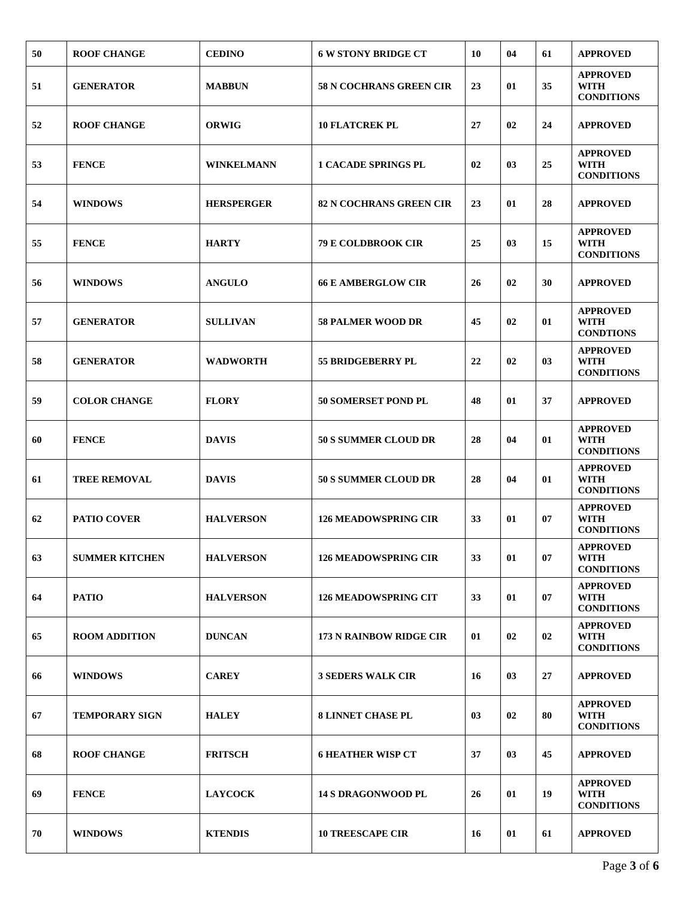| 50 | ROOF CHANGE | CEDINO | 6 W STONY BRIDGE CT | 10 | 04 | 61 | APPROVED |
|---|---|---|---|---|---|---|---|
| 51 | GENERATOR | MABBUN | 58 N COCHRANS GREEN CIR | 23 | 01 | 35 | APPROVED WITH CONDITIONS |
| 52 | ROOF CHANGE | ORWIG | 10 FLATCREK PL | 27 | 02 | 24 | APPROVED |
| 53 | FENCE | WINKELMANN | 1 CACADE SPRINGS PL | 02 | 03 | 25 | APPROVED WITH CONDITIONS |
| 54 | WINDOWS | HERSPERGER | 82 N COCHRANS GREEN CIR | 23 | 01 | 28 | APPROVED |
| 55 | FENCE | HARTY | 79 E COLDBROOK CIR | 25 | 03 | 15 | APPROVED WITH CONDITIONS |
| 56 | WINDOWS | ANGULO | 66 E AMBERGLOW CIR | 26 | 02 | 30 | APPROVED |
| 57 | GENERATOR | SULLIVAN | 58 PALMER WOOD DR | 45 | 02 | 01 | APPROVED WITH CONDTIONS |
| 58 | GENERATOR | WADWORTH | 55 BRIDGEBERRY PL | 22 | 02 | 03 | APPROVED WITH CONDITIONS |
| 59 | COLOR CHANGE | FLORY | 50 SOMERSET POND PL | 48 | 01 | 37 | APPROVED |
| 60 | FENCE | DAVIS | 50 S SUMMER CLOUD DR | 28 | 04 | 01 | APPROVED WITH CONDITIONS |
| 61 | TREE REMOVAL | DAVIS | 50 S SUMMER CLOUD DR | 28 | 04 | 01 | APPROVED WITH CONDITIONS |
| 62 | PATIO COVER | HALVERSON | 126 MEADOWSPRING CIR | 33 | 01 | 07 | APPROVED WITH CONDITIONS |
| 63 | SUMMER KITCHEN | HALVERSON | 126 MEADOWSPRING CIR | 33 | 01 | 07 | APPROVED WITH CONDITIONS |
| 64 | PATIO | HALVERSON | 126 MEADOWSPRING CIT | 33 | 01 | 07 | APPROVED WITH CONDITIONS |
| 65 | ROOM ADDITION | DUNCAN | 173 N RAINBOW RIDGE CIR | 01 | 02 | 02 | APPROVED WITH CONDITIONS |
| 66 | WINDOWS | CAREY | 3 SEDERS WALK CIR | 16 | 03 | 27 | APPROVED |
| 67 | TEMPORARY SIGN | HALEY | 8 LINNET CHASE PL | 03 | 02 | 80 | APPROVED WITH CONDITIONS |
| 68 | ROOF CHANGE | FRITSCH | 6 HEATHER WISP CT | 37 | 03 | 45 | APPROVED |
| 69 | FENCE | LAYCOCK | 14 S DRAGONWOOD PL | 26 | 01 | 19 | APPROVED WITH CONDITIONS |
| 70 | WINDOWS | KTENDIS | 10 TREESCAPE CIR | 16 | 01 | 61 | APPROVED |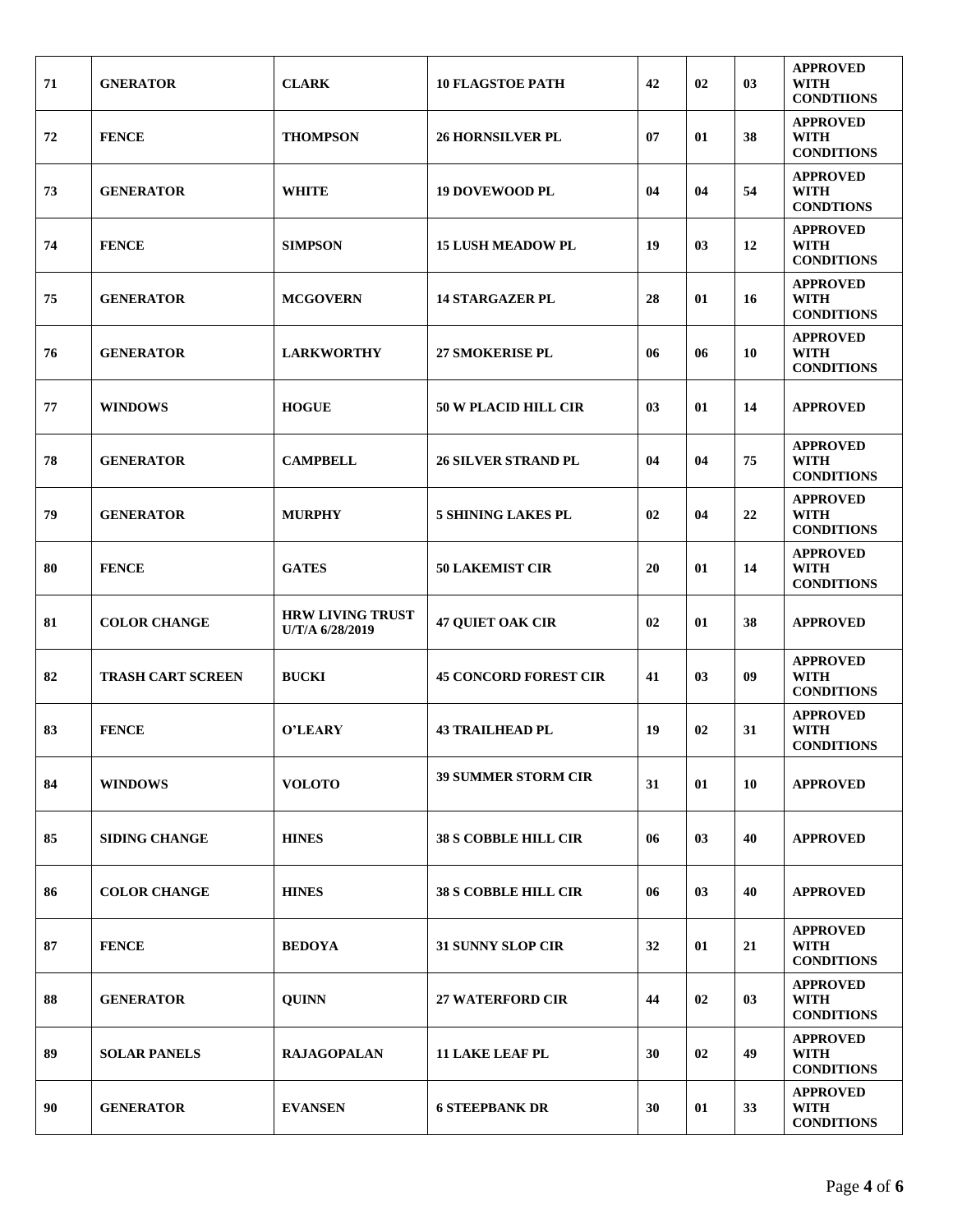| 71 | GNERATOR | CLARK | 10 FLAGSTOE PATH | 42 | 02 | 03 | APPROVED WITH CONDTIIONS |
|---|---|---|---|---|---|---|---|
| 72 | FENCE | THOMPSON | 26 HORNSILVER PL | 07 | 01 | 38 | APPROVED WITH CONDITIONS |
| 73 | GENERATOR | WHITE | 19 DOVEWOOD PL | 04 | 04 | 54 | APPROVED WITH CONDTIONS |
| 74 | FENCE | SIMPSON | 15 LUSH MEADOW PL | 19 | 03 | 12 | APPROVED WITH CONDITIONS |
| 75 | GENERATOR | MCGOVERN | 14 STARGAZER PL | 28 | 01 | 16 | APPROVED WITH CONDITIONS |
| 76 | GENERATOR | LARKWORTHY | 27 SMOKERISE PL | 06 | 06 | 10 | APPROVED WITH CONDITIONS |
| 77 | WINDOWS | HOGUE | 50 W PLACID HILL CIR | 03 | 01 | 14 | APPROVED |
| 78 | GENERATOR | CAMPBELL | 26 SILVER STRAND PL | 04 | 04 | 75 | APPROVED WITH CONDITIONS |
| 79 | GENERATOR | MURPHY | 5 SHINING LAKES PL | 02 | 04 | 22 | APPROVED WITH CONDITIONS |
| 80 | FENCE | GATES | 50 LAKEMIST CIR | 20 | 01 | 14 | APPROVED WITH CONDITIONS |
| 81 | COLOR CHANGE | HRW LIVING TRUST U/T/A 6/28/2019 | 47 QUIET OAK CIR | 02 | 01 | 38 | APPROVED |
| 82 | TRASH CART SCREEN | BUCKI | 45 CONCORD FOREST CIR | 41 | 03 | 09 | APPROVED WITH CONDITIONS |
| 83 | FENCE | O'LEARY | 43 TRAILHEAD PL | 19 | 02 | 31 | APPROVED WITH CONDITIONS |
| 84 | WINDOWS | VOLOTO | 39 SUMMER STORM CIR | 31 | 01 | 10 | APPROVED |
| 85 | SIDING CHANGE | HINES | 38 S COBBLE HILL CIR | 06 | 03 | 40 | APPROVED |
| 86 | COLOR CHANGE | HINES | 38 S COBBLE HILL CIR | 06 | 03 | 40 | APPROVED |
| 87 | FENCE | BEDOYA | 31 SUNNY SLOP CIR | 32 | 01 | 21 | APPROVED WITH CONDITIONS |
| 88 | GENERATOR | QUINN | 27 WATERFORD CIR | 44 | 02 | 03 | APPROVED WITH CONDITIONS |
| 89 | SOLAR PANELS | RAJAGOPALAN | 11 LAKE LEAF PL | 30 | 02 | 49 | APPROVED WITH CONDITIONS |
| 90 | GENERATOR | EVANSEN | 6 STEEPBANK DR | 30 | 01 | 33 | APPROVED WITH CONDITIONS |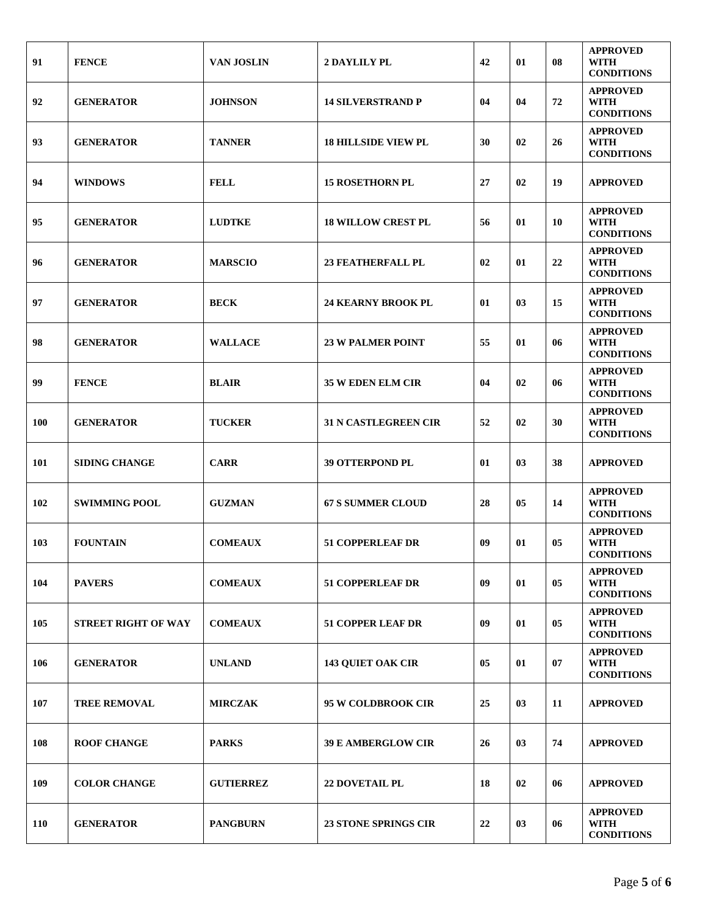| 91 | FENCE | VAN JOSLIN | 2 DAYLILY PL | 42 | 01 | 08 | APPROVED WITH CONDITIONS |
|---|---|---|---|---|---|---|---|
| 92 | GENERATOR | JOHNSON | 14 SILVERSTRAND P | 04 | 04 | 72 | APPROVED WITH CONDITIONS |
| 93 | GENERATOR | TANNER | 18 HILLSIDE VIEW PL | 30 | 02 | 26 | APPROVED WITH CONDITIONS |
| 94 | WINDOWS | FELL | 15 ROSETHORN PL | 27 | 02 | 19 | APPROVED |
| 95 | GENERATOR | LUDTKE | 18 WILLOW CREST PL | 56 | 01 | 10 | APPROVED WITH CONDITIONS |
| 96 | GENERATOR | MARSCIO | 23 FEATHERFALL PL | 02 | 01 | 22 | APPROVED WITH CONDITIONS |
| 97 | GENERATOR | BECK | 24 KEARNY BROOK PL | 01 | 03 | 15 | APPROVED WITH CONDITIONS |
| 98 | GENERATOR | WALLACE | 23 W PALMER POINT | 55 | 01 | 06 | APPROVED WITH CONDITIONS |
| 99 | FENCE | BLAIR | 35 W EDEN ELM CIR | 04 | 02 | 06 | APPROVED WITH CONDITIONS |
| 100 | GENERATOR | TUCKER | 31 N CASTLEGREEN CIR | 52 | 02 | 30 | APPROVED WITH CONDITIONS |
| 101 | SIDING CHANGE | CARR | 39 OTTERPOND PL | 01 | 03 | 38 | APPROVED |
| 102 | SWIMMING POOL | GUZMAN | 67 S SUMMER CLOUD | 28 | 05 | 14 | APPROVED WITH CONDITIONS |
| 103 | FOUNTAIN | COMEAUX | 51 COPPERLEAF DR | 09 | 01 | 05 | APPROVED WITH CONDITIONS |
| 104 | PAVERS | COMEAUX | 51 COPPERLEAF DR | 09 | 01 | 05 | APPROVED WITH CONDITIONS |
| 105 | STREET RIGHT OF WAY | COMEAUX | 51 COPPER LEAF DR | 09 | 01 | 05 | APPROVED WITH CONDITIONS |
| 106 | GENERATOR | UNLAND | 143 QUIET OAK CIR | 05 | 01 | 07 | APPROVED WITH CONDITIONS |
| 107 | TREE REMOVAL | MIRCZAK | 95 W COLDBROOK CIR | 25 | 03 | 11 | APPROVED |
| 108 | ROOF CHANGE | PARKS | 39 E AMBERGLOW CIR | 26 | 03 | 74 | APPROVED |
| 109 | COLOR CHANGE | GUTIERREZ | 22 DOVETAIL PL | 18 | 02 | 06 | APPROVED |
| 110 | GENERATOR | PANGBURN | 23 STONE SPRINGS CIR | 22 | 03 | 06 | APPROVED WITH CONDITIONS |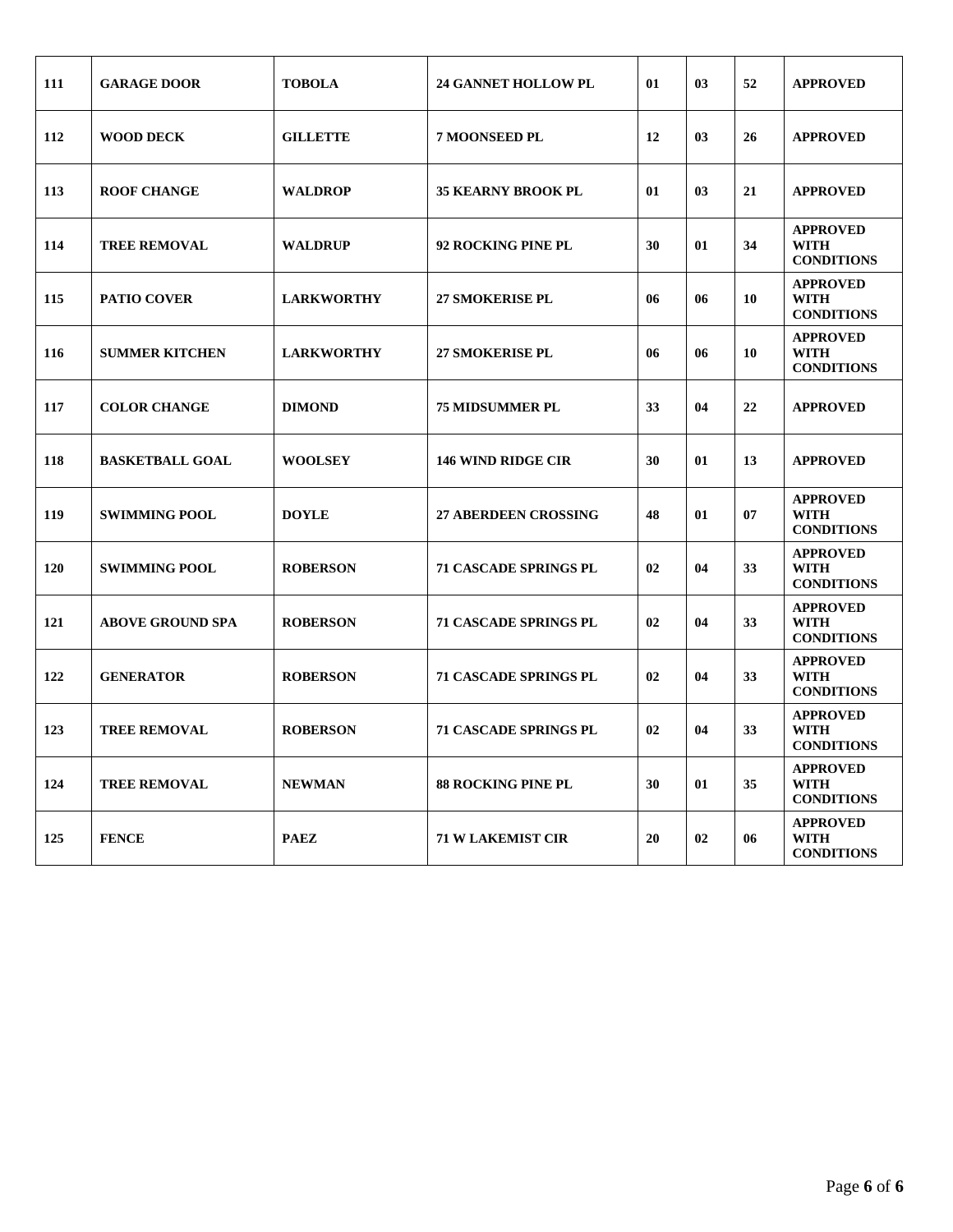| | | | | | | | |
|---|---|---|---|---|---|---|---|
| **111** | **GARAGE DOOR** | **TOBOLA** | **24 GANNET HOLLOW PL** | **01** | **03** | **52** | **APPROVED** |
| **112** | **WOOD DECK** | **GILLETTE** | **7 MOONSEED PL** | **12** | **03** | **26** | **APPROVED** |
| **113** | **ROOF CHANGE** | **WALDROP** | **35 KEARNY BROOK PL** | **01** | **03** | **21** | **APPROVED** |
| **114** | **TREE REMOVAL** | **WALDRUP** | **92 ROCKING PINE PL** | **30** | **01** | **34** | **APPROVED WITH CONDITIONS** |
| **115** | **PATIO COVER** | **LARKWORTHY** | **27 SMOKERISE PL** | **06** | **06** | **10** | **APPROVED WITH CONDITIONS** |
| **116** | **SUMMER KITCHEN** | **LARKWORTHY** | **27 SMOKERISE PL** | **06** | **06** | **10** | **APPROVED WITH CONDITIONS** |
| **117** | **COLOR CHANGE** | **DIMOND** | **75 MIDSUMMER PL** | **33** | **04** | **22** | **APPROVED** |
| **118** | **BASKETBALL GOAL** | **WOOLSEY** | **146 WIND RIDGE CIR** | **30** | **01** | **13** | **APPROVED** |
| **119** | **SWIMMING POOL** | **DOYLE** | **27 ABERDEEN CROSSING** | **48** | **01** | **07** | **APPROVED WITH CONDITIONS** |
| **120** | **SWIMMING POOL** | **ROBERSON** | **71 CASCADE SPRINGS PL** | **02** | **04** | **33** | **APPROVED WITH CONDITIONS** |
| **121** | **ABOVE GROUND SPA** | **ROBERSON** | **71 CASCADE SPRINGS PL** | **02** | **04** | **33** | **APPROVED WITH CONDITIONS** |
| **122** | **GENERATOR** | **ROBERSON** | **71 CASCADE SPRINGS PL** | **02** | **04** | **33** | **APPROVED WITH CONDITIONS** |
| **123** | **TREE REMOVAL** | **ROBERSON** | **71 CASCADE SPRINGS PL** | **02** | **04** | **33** | **APPROVED WITH CONDITIONS** |
| **124** | **TREE REMOVAL** | **NEWMAN** | **88 ROCKING PINE PL** | **30** | **01** | **35** | **APPROVED WITH CONDITIONS** |
| **125** | **FENCE** | **PAEZ** | **71 W LAKEMIST CIR** | **20** | **02** | **06** | **APPROVED WITH CONDITIONS** |